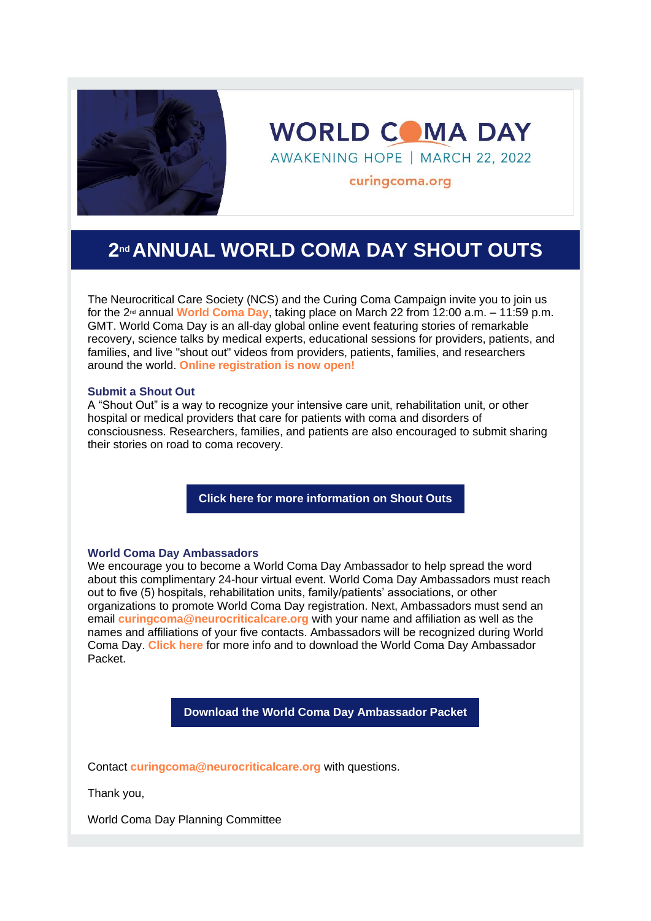# WORLD COMA DAY

AWAKENING HOPE | MARCH 22, 2022

curingcoma.org

## 2nd ANNUAL WORLD COMA DAY SHOUT OUTS

The Neurocritical Care Society (NCS) and the Curing Coma Campaign invite you to join us for the 2nd annual **World Coma Day**, taking place on March 22 from 12:00 a.m. – 11:59 p.m. GMT. World Coma Day is an all-day global online event featuring stories of remarkable recovery, science talks by medical experts, educational sessions for providers, patients, and families, and live "shout out" videos from providers, patients, families, and researchers around the world. **Online registration is now open!**

### Submit a Shout Out

A "Shout Out" is a way to recognize your intensive care unit, rehabilitation unit, or other hospital or medical providers that care for patients with coma and disorders of consciousness. Researchers, families, and patients are also encouraged to submit sharing their stories on road to coma recovery.

**Click here for more information on Shout Outs**

### World Coma Day Ambassadors

We encourage you to become a World Coma Day Ambassador to help spread the word about this complimentary 24-hour virtual event. World Coma Day Ambassadors must reach out to five (5) hospitals, rehabilitation units, family/patients' associations, or other organizations to promote World Coma Day registration. Next, Ambassadors must send an email **curingcoma@neurocriticalcare.org** with your name and affiliation as well as the names and affiliations of your five contacts. Ambassadors will be recognized during World Coma Day. **Click here** for more info and to download the World Coma Day Ambassador Packet.

**Download the World Coma Day Ambassador Packet**

Contact **curingcoma@neurocriticalcare.org** with questions.

Thank you,

World Coma Day Planning Committee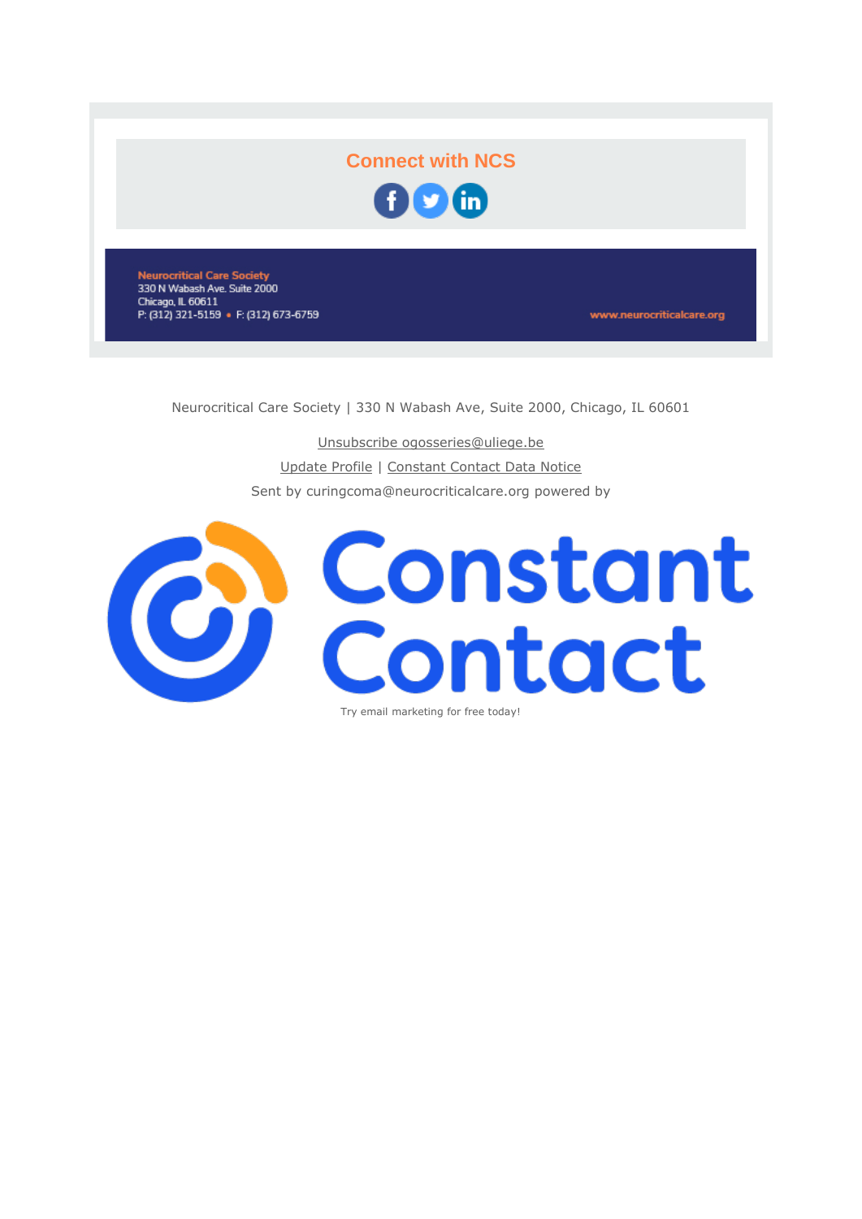## Connect with NCS

Neurocritical Care Society
330 N Wabash Ave. Suite 2000
Chicago, IL 60611
P: (312) 321-5159 • F: (312) 673-6759

www.neurocriticalcare.org

Neurocritical Care Society | 330 N Wabash Ave, Suite 2000, Chicago, IL 60601

Unsubscribe ogosseries@uliege.be

Update Profile | Constant Contact Data Notice

Sent by curingcoma@neurocriticalcare.org powered by

Constant Contact

Try email marketing for free today!